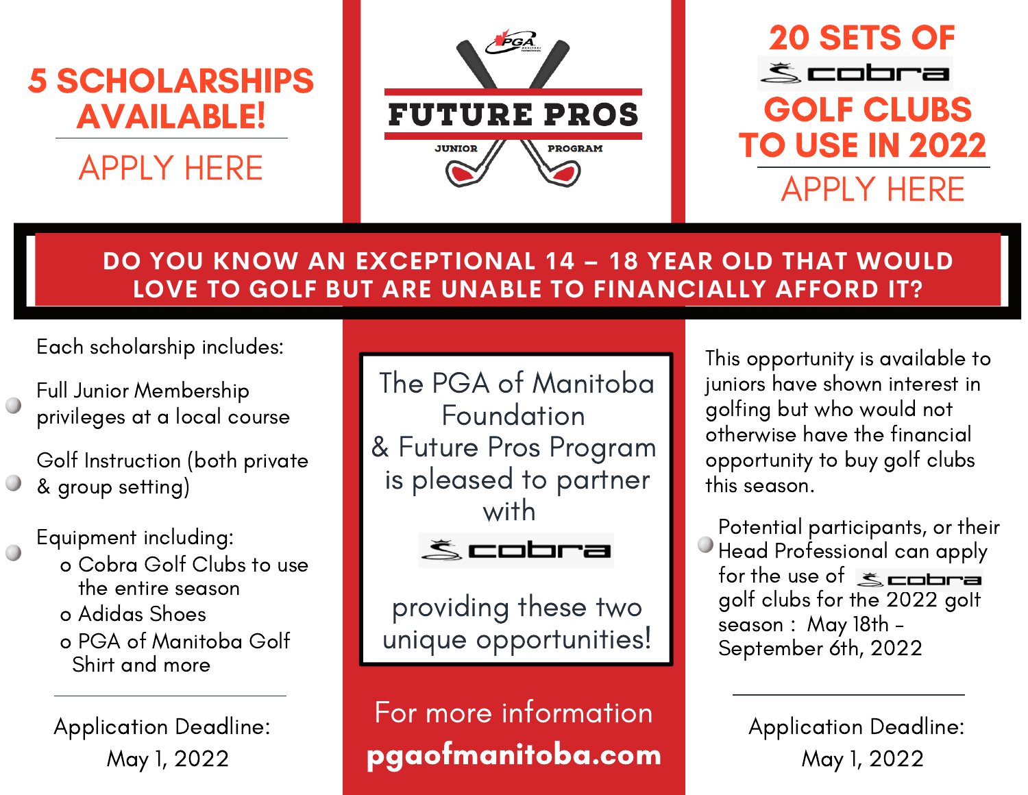# 5 SCHOLARSHIPS AVAILABLE!

APPLY HERE

# FUTURE PROS

JUNIOR PROGRAM

# 20 SETS OF cobra GOLF CLUBS TO USE IN 2022

APPLY HERE

## DO YOU KNOW AN EXCEPTIONAL 14 – 18 YEAR OLD THAT WOULD LOVE TO GOLF BUT ARE UNABLE TO FINANCIALLY AFFORD IT?

Each scholarship includes:

- Full Junior Membership privileges at a local course
- Golf Instruction (both private & group setting)
- Equipment including:
  - Cobra Golf Clubs to use the entire season
  - Adidas Shoes
  - PGA of Manitoba Golf Shirt and more

Application Deadline:
May 1, 2022

The PGA of Manitoba Foundation & Future Pros Program is pleased to partner with cobra providing these two unique opportunities!

For more information
**pgaofmanitoba.com**

This opportunity is available to juniors have shown interest in golfing but who would not otherwise have the financial opportunity to buy golf clubs this season.

- Potential participants, or their Head Professional can apply for the use of cobra golf clubs for the 2022 golf season : May 18th – September 6th, 2022

Application Deadline:
May 1, 2022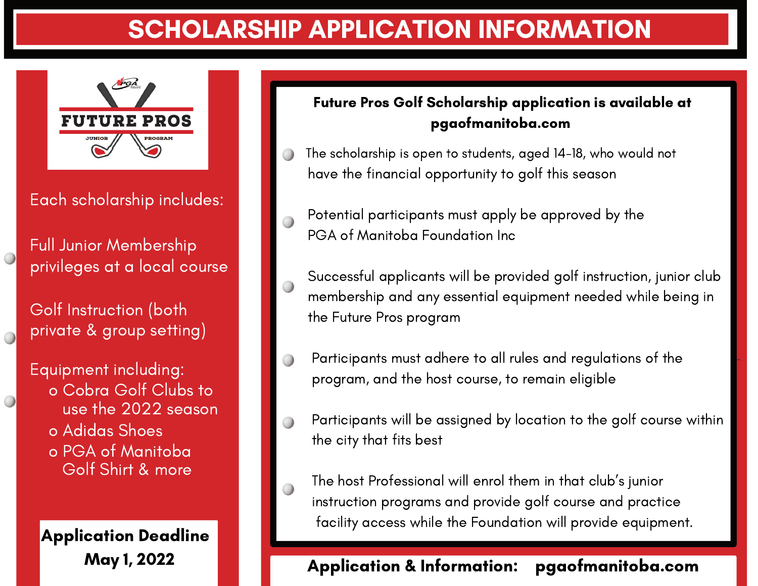# SCHOLARSHIP APPLICATION INFORMATION

FUTURE PROS JUNIOR PROGRAM

Each scholarship includes:

- Full Junior Membership privileges at a local course
- Golf Instruction (both private & group setting)
- Equipment including:
  - Cobra Golf Clubs to use the 2022 season
  - Adidas Shoes
  - PGA of Manitoba Golf Shirt & more

**Application Deadline**
**May 1, 2022**

**Future Pros Golf Scholarship application is available at pgaofmanitoba.com**

- The scholarship is open to students, aged 14-18, who would not have the financial opportunity to golf this season
- Potential participants must apply be approved by the PGA of Manitoba Foundation Inc
- Successful applicants will be provided golf instruction, junior club membership and any essential equipment needed while being in the Future Pros program
- Participants must adhere to all rules and regulations of the program, and the host course, to remain eligible
- Participants will be assigned by location to the golf course within the city that fits best
- The host Professional will enrol them in that club's junior instruction programs and provide golf course and practice facility access while the Foundation will provide equipment.

**Application & Information: pgaofmanitoba.com**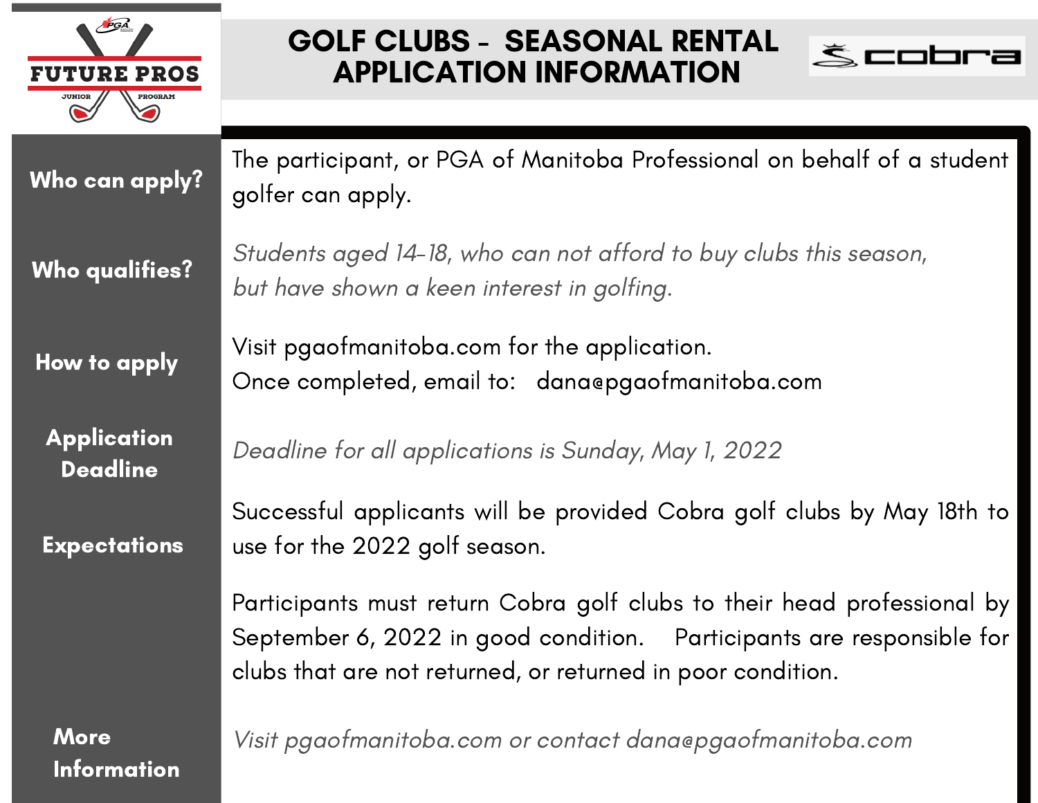FUTURE PROS

JUNIOR PROGRAM

# GOLF CLUBS - SEASONAL RENTAL APPLICATION INFORMATION

cobra

| | |
|---|---|
| **Who can apply?** | The participant, or PGA of Manitoba Professional on behalf of a student golfer can apply. |
| **Who qualifies?** | *Students aged 14-18, who can not afford to buy clubs this season, but have shown a keen interest in golfing.* |
| **How to apply** | Visit pgaofmanitoba.com for the application. Once completed, email to: dana@pgaofmanitoba.com |
| **Application Deadline** | *Deadline for all applications is Sunday, May 1, 2022* |
| **Expectations** | Successful applicants will be provided Cobra golf clubs by May 18th to use for the 2022 golf season. Participants must return Cobra golf clubs to their head professional by September 6, 2022 in good condition. Participants are responsible for clubs that are not returned, or returned in poor condition. |
| **More Information** | *Visit pgaofmanitoba.com or contact dana@pgaofmanitoba.com* |